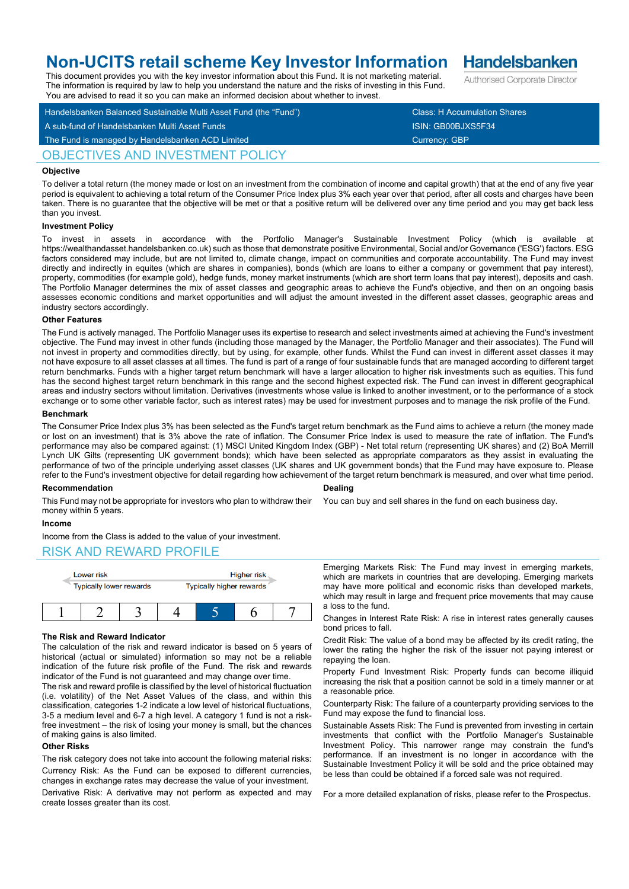# Non-UCITS retail scheme Key Investor Information

**Handelsbanken**
Authorised Corporate Director

This document provides you with the key investor information about this Fund. It is not marketing material. The information is required by law to help you understand the nature and the risks of investing in this Fund. You are advised to read it so you can make an informed decision about whether to invest.

| | |
|---|---|
| Handelsbanken Balanced Sustainable Multi Asset Fund (the "Fund") | Class: H Accumulation Shares |
| A sub-fund of Handelsbanken Multi Asset Funds | ISIN: GB00BJXS5F34 |
| The Fund is managed by Handelsbanken ACD Limited | Currency: GBP |

## OBJECTIVES AND INVESTMENT POLICY

### Objective

To deliver a total return (the money made or lost on an investment from the combination of income and capital growth) that at the end of any five year period is equivalent to achieving a total return of the Consumer Price Index plus 3% each year over that period, after all costs and charges have been taken. There is no guarantee that the objective will be met or that a positive return will be delivered over any time period and you may get back less than you invest.

### Investment Policy

To invest in assets in accordance with the Portfolio Manager's Sustainable Investment Policy (which is available at https://wealthandasset.handelsbanken.co.uk) such as those that demonstrate positive Environmental, Social and/or Governance ('ESG') factors. ESG factors considered may include, but are not limited to, climate change, impact on communities and corporate accountability. The Fund may invest directly and indirectly in equites (which are shares in companies), bonds (which are loans to either a company or government that pay interest), property, commodities (for example gold), hedge funds, money market instruments (which are short term loans that pay interest), deposits and cash. The Portfolio Manager determines the mix of asset classes and geographic areas to achieve the Fund's objective, and then on an ongoing basis assesses economic conditions and market opportunities and will adjust the amount invested in the different asset classes, geographic areas and industry sectors accordingly.

### Other Features

The Fund is actively managed. The Portfolio Manager uses its expertise to research and select investments aimed at achieving the Fund's investment objective. The Fund may invest in other funds (including those managed by the Manager, the Portfolio Manager and their associates). The Fund will not invest in property and commodities directly, but by using, for example, other funds. Whilst the Fund can invest in different asset classes it may not have exposure to all asset classes at all times. The fund is part of a range of four sustainable funds that are managed according to different target return benchmarks. Funds with a higher target return benchmark will have a larger allocation to higher risk investments such as equities. This fund has the second highest target return benchmark in this range and the second highest expected risk. The Fund can invest in different geographical areas and industry sectors without limitation. Derivatives (investments whose value is linked to another investment, or to the performance of a stock exchange or to some other variable factor, such as interest rates) may be used for investment purposes and to manage the risk profile of the Fund.

### Benchmark

The Consumer Price Index plus 3% has been selected as the Fund's target return benchmark as the Fund aims to achieve a return (the money made or lost on an investment) that is 3% above the rate of inflation. The Consumer Price Index is used to measure the rate of inflation. The Fund's performance may also be compared against: (1) MSCI United Kingdom Index (GBP) - Net total return (representing UK shares) and (2) BoA Merrill Lynch UK Gilts (representing UK government bonds); which have been selected as appropriate comparators as they assist in evaluating the performance of two of the principle underlying asset classes (UK shares and UK government bonds) that the Fund may have exposure to. Please refer to the Fund's investment objective for detail regarding how achievement of the target return benchmark is measured, and over what time period.

### Recommendation

This Fund may not be appropriate for investors who plan to withdraw their money within 5 years.

### Dealing

You can buy and sell shares in the fund on each business day.

### Income

Income from the Class is added to the value of your investment.

## RISK AND REWARD PROFILE

Lower risk — Typically lower rewards | Higher risk — Typically higher rewards

| 1 | 2 | 3 | 4 | **5** | 6 | 7 |
|---|---|---|---|---|---|---|

### The Risk and Reward Indicator

The calculation of the risk and reward indicator is based on 5 years of historical (actual or simulated) information so may not be a reliable indication of the future risk profile of the Fund. The risk and rewards indicator of the Fund is not guaranteed and may change over time.

The risk and reward profile is classified by the level of historical fluctuation (i.e. volatility) of the Net Asset Values of the class, and within this classification, categories 1-2 indicate a low level of historical fluctuations, 3-5 a medium level and 6-7 a high level. A category 1 fund is not a risk-free investment – the risk of losing your money is small, but the chances of making gains is also limited.

### Other Risks

The risk category does not take into account the following material risks:

Currency Risk: As the Fund can be exposed to different currencies, changes in exchange rates may decrease the value of your investment.

Derivative Risk: A derivative may not perform as expected and may create losses greater than its cost.

Emerging Markets Risk: The Fund may invest in emerging markets, which are markets in countries that are developing. Emerging markets may have more political and economic risks than developed markets, which may result in large and frequent price movements that may cause a loss to the fund.

Changes in Interest Rate Risk: A rise in interest rates generally causes bond prices to fall.

Credit Risk: The value of a bond may be affected by its credit rating, the lower the rating the higher the risk of the issuer not paying interest or repaying the loan.

Property Fund Investment Risk: Property funds can become illiquid increasing the risk that a position cannot be sold in a timely manner or at a reasonable price.

Counterparty Risk: The failure of a counterparty providing services to the Fund may expose the fund to financial loss.

Sustainable Assets Risk: The Fund is prevented from investing in certain investments that conflict with the Portfolio Manager's Sustainable Investment Policy. This narrower range may constrain the fund's performance. If an investment is no longer in accordance with the Sustainable Investment Policy it will be sold and the price obtained may be less than could be obtained if a forced sale was not required.

For a more detailed explanation of risks, please refer to the Prospectus.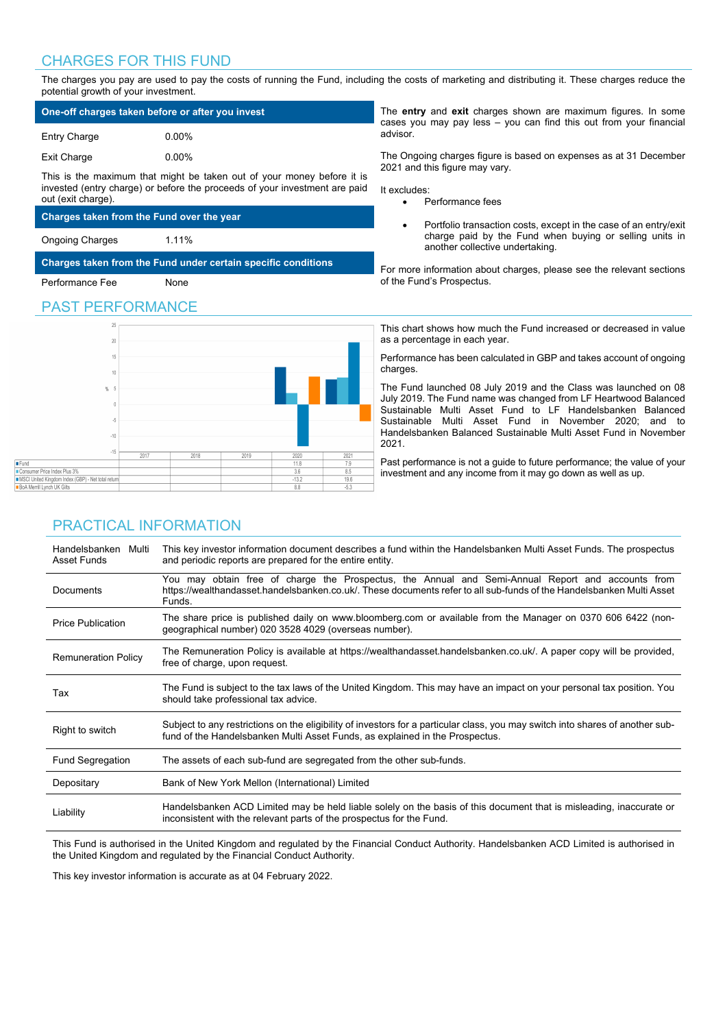## CHARGES FOR THIS FUND

The charges you pay are used to pay the costs of running the Fund, including the costs of marketing and distributing it. These charges reduce the potential growth of your investment.

| One-off charges taken before or after you invest | |
|---|---|
| Entry Charge | 0.00% |
| Exit Charge | 0.00% |

This is the maximum that might be taken out of your money before it is invested (entry charge) or before the proceeds of your investment are paid out (exit charge).

| Charges taken from the Fund over the year | |
|---|---|
| Ongoing Charges | 1.11% |

| Charges taken from the Fund under certain specific conditions | |
|---|---|
| Performance Fee | None |

The **entry** and **exit** charges shown are maximum figures. In some cases you may pay less – you can find this out from your financial advisor.

The Ongoing charges figure is based on expenses as at 31 December 2021 and this figure may vary.

It excludes:

- Performance fees
- Portfolio transaction costs, except in the case of an entry/exit charge paid by the Fund when buying or selling units in another collective undertaking.

For more information about charges, please see the relevant sections of the Fund's Prospectus.

## PAST PERFORMANCE

%

25
20
15
10
5
0
-5
-10
-15

2017 2018 2019 2020 2021

Fund: 11.8, 7.9
Consumer Price Index Plus 3%: 3.6, 8.5
MSCI United Kingdom Index (GBP) - Net total return: -13.2, 19.6
BoA Merrill Lynch UK Gilts: 8.8, -5.3

This chart shows how much the Fund increased or decreased in value as a percentage in each year.

Performance has been calculated in GBP and takes account of ongoing charges.

The Fund launched 08 July 2019 and the Class was launched on 08 July 2019. The Fund name was changed from LF Heartwood Balanced Sustainable Multi Asset Fund to LF Handelsbanken Balanced Sustainable Multi Asset Fund in November 2020; and to Handelsbanken Balanced Sustainable Multi Asset Fund in November 2021.

Past performance is not a guide to future performance; the value of your investment and any income from it may go down as well as up.

## PRACTICAL INFORMATION

| | |
|---|---|
| Handelsbanken Multi Asset Funds | This key investor information document describes a fund within the Handelsbanken Multi Asset Funds. The prospectus and periodic reports are prepared for the entire entity. |
| Documents | You may obtain free of charge the Prospectus, the Annual and Semi-Annual Report and accounts from https://wealthandasset.handelsbanken.co.uk/. These documents refer to all sub-funds of the Handelsbanken Multi Asset Funds. |
| Price Publication | The share price is published daily on www.bloomberg.com or available from the Manager on 0370 606 6422 (non-geographical number) 020 3528 4029 (overseas number). |
| Remuneration Policy | The Remuneration Policy is available at https://wealthandasset.handelsbanken.co.uk/. A paper copy will be provided, free of charge, upon request. |
| Tax | The Fund is subject to the tax laws of the United Kingdom. This may have an impact on your personal tax position. You should take professional tax advice. |
| Right to switch | Subject to any restrictions on the eligibility of investors for a particular class, you may switch into shares of another sub-fund of the Handelsbanken Multi Asset Funds, as explained in the Prospectus. |
| Fund Segregation | The assets of each sub-fund are segregated from the other sub-funds. |
| Depositary | Bank of New York Mellon (International) Limited |
| Liability | Handelsbanken ACD Limited may be held liable solely on the basis of this document that is misleading, inaccurate or inconsistent with the relevant parts of the prospectus for the Fund. |

This Fund is authorised in the United Kingdom and regulated by the Financial Conduct Authority. Handelsbanken ACD Limited is authorised in the United Kingdom and regulated by the Financial Conduct Authority.

This key investor information is accurate as at 04 February 2022.